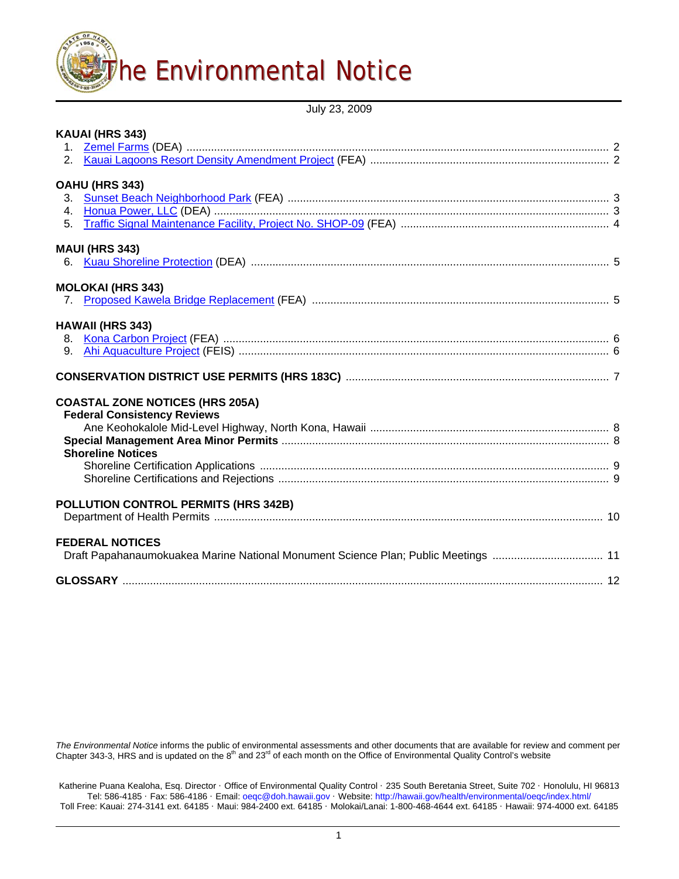# The Environmental Notice

July 23, 2009

**KAUAI (HRS 343)**

1. Zemel Farms (DEA) ........................................................................ 2
2. Kauai Lagoons Resort Density Amendment Project (FEA) ........................................ 2

**OAHU (HRS 343)**

3. Sunset Beach Neighborhood Park (FEA) ........................................................ 3
4. Honua Power, LLC (DEA) .................................................................... 3
5. Traffic Signal Maintenance Facility, Project No. SHOP-09 (FEA) ................................ 4

**MAUI (HRS 343)**

6. Kuau Shoreline Protection (DEA) ............................................................ 5

**MOLOKAI (HRS 343)**

7. Proposed Kawela Bridge Replacement (FEA) ................................................... 5

**HAWAII (HRS 343)**

8. Kona Carbon Project (FEA) ................................................................. 6
9. Ahi Aquaculture Project (FEIS) ............................................................. 6

**CONSERVATION DISTRICT USE PERMITS (HRS 183C)** ............................................ 7

**COASTAL ZONE NOTICES (HRS 205A)**

**Federal Consistency Reviews**

Ane Keohokalole Mid-Level Highway, North Kona, Hawaii ........................................ 8

**Special Management Area Minor Permits** ................................................... 8

**Shoreline Notices**

Shoreline Certification Applications ....................................................... 9

Shoreline Certifications and Rejections .................................................... 9

**POLLUTION CONTROL PERMITS (HRS 342B)**

Department of Health Permits ............................................................... 10

**FEDERAL NOTICES**

Draft Papahanaumokuakea Marine National Monument Science Plan; Public Meetings ................. 11

**GLOSSARY** ................................................................................ 12

*The Environmental Notice* informs the public of environmental assessments and other documents that are available for review and comment per Chapter 343-3, HRS and is updated on the 8th and 23rd of each month on the Office of Environmental Quality Control's website

Katherine Puana Kealoha, Esq. Director · Office of Environmental Quality Control · 235 South Beretania Street, Suite 702 · Honolulu, HI 96813
Tel: 586-4185 · Fax: 586-4186 · Email: oeqc@doh.hawaii.gov · Website: http://hawaii.gov/health/environmental/oeqc/index.html/
Toll Free: Kauai: 274-3141 ext. 64185 · Maui: 984-2400 ext. 64185 · Molokai/Lanai: 1-800-468-4644 ext. 64185 · Hawaii: 974-4000 ext. 64185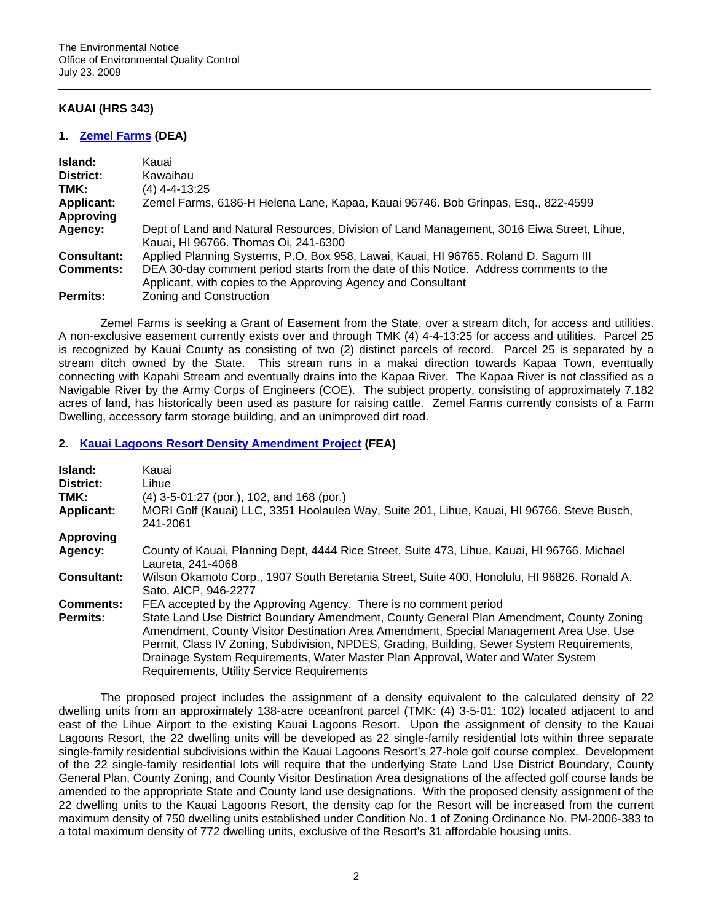## KAUAI (HRS 343)

### 1. Zemel Farms (DEA)

**Island:** Kauai
**District:** Kawaihau
**TMK:** (4) 4-4-13:25
**Applicant:** Zemel Farms, 6186-H Helena Lane, Kapaa, Kauai 96746. Bob Grinpas, Esq., 822-4599
**Approving Agency:** Dept of Land and Natural Resources, Division of Land Management, 3016 Eiwa Street, Lihue, Kauai, HI 96766. Thomas Oi, 241-6300
**Consultant:** Applied Planning Systems, P.O. Box 958, Lawai, Kauai, HI 96765. Roland D. Sagum III
**Comments:** DEA 30-day comment period starts from the date of this Notice. Address comments to the Applicant, with copies to the Approving Agency and Consultant
**Permits:** Zoning and Construction

Zemel Farms is seeking a Grant of Easement from the State, over a stream ditch, for access and utilities. A non-exclusive easement currently exists over and through TMK (4) 4-4-13:25 for access and utilities. Parcel 25 is recognized by Kauai County as consisting of two (2) distinct parcels of record. Parcel 25 is separated by a stream ditch owned by the State. This stream runs in a makai direction towards Kapaa Town, eventually connecting with Kapahi Stream and eventually drains into the Kapaa River. The Kapaa River is not classified as a Navigable River by the Army Corps of Engineers (COE). The subject property, consisting of approximately 7.182 acres of land, has historically been used as pasture for raising cattle. Zemel Farms currently consists of a Farm Dwelling, accessory farm storage building, and an unimproved dirt road.

### 2. Kauai Lagoons Resort Density Amendment Project (FEA)

**Island:** Kauai
**District:** Lihue
**TMK:** (4) 3-5-01:27 (por.), 102, and 168 (por.)
**Applicant:** MORI Golf (Kauai) LLC, 3351 Hoolaulea Way, Suite 201, Lihue, Kauai, HI 96766. Steve Busch, 241-2061
**Approving Agency:** County of Kauai, Planning Dept, 4444 Rice Street, Suite 473, Lihue, Kauai, HI 96766. Michael Laureta, 241-4068
**Consultant:** Wilson Okamoto Corp., 1907 South Beretania Street, Suite 400, Honolulu, HI 96826. Ronald A. Sato, AICP, 946-2277
**Comments:** FEA accepted by the Approving Agency. There is no comment period
**Permits:** State Land Use District Boundary Amendment, County General Plan Amendment, County Zoning Amendment, County Visitor Destination Area Amendment, Special Management Area Use, Use Permit, Class IV Zoning, Subdivision, NPDES, Grading, Building, Sewer System Requirements, Drainage System Requirements, Water Master Plan Approval, Water and Water System Requirements, Utility Service Requirements

The proposed project includes the assignment of a density equivalent to the calculated density of 22 dwelling units from an approximately 138-acre oceanfront parcel (TMK: (4) 3-5-01: 102) located adjacent to and east of the Lihue Airport to the existing Kauai Lagoons Resort. Upon the assignment of density to the Kauai Lagoons Resort, the 22 dwelling units will be developed as 22 single-family residential lots within three separate single-family residential subdivisions within the Kauai Lagoons Resort's 27-hole golf course complex. Development of the 22 single-family residential lots will require that the underlying State Land Use District Boundary, County General Plan, County Zoning, and County Visitor Destination Area designations of the affected golf course lands be amended to the appropriate State and County land use designations. With the proposed density assignment of the 22 dwelling units to the Kauai Lagoons Resort, the density cap for the Resort will be increased from the current maximum density of 750 dwelling units established under Condition No. 1 of Zoning Ordinance No. PM-2006-383 to a total maximum density of 772 dwelling units, exclusive of the Resort's 31 affordable housing units.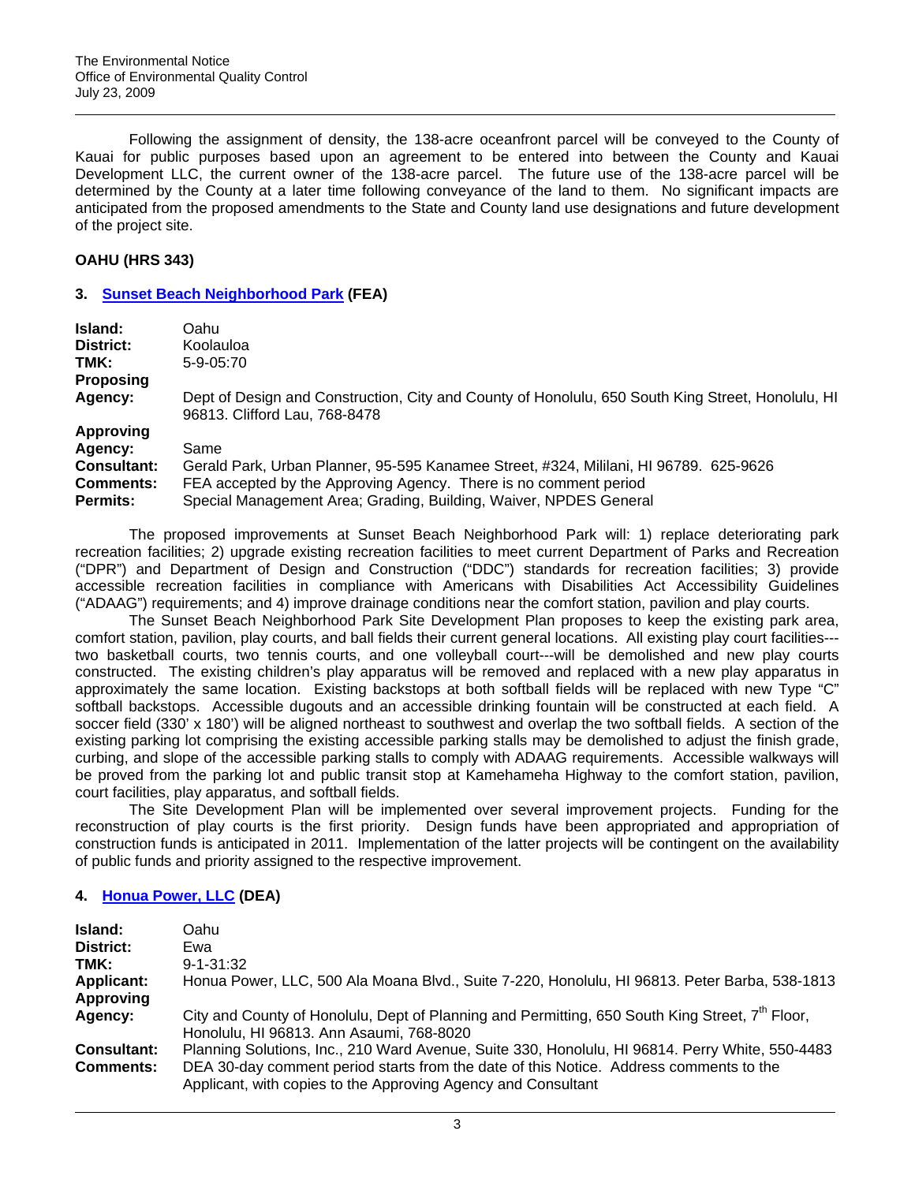Following the assignment of density, the 138-acre oceanfront parcel will be conveyed to the County of Kauai for public purposes based upon an agreement to be entered into between the County and Kauai Development LLC, the current owner of the 138-acre parcel. The future use of the 138-acre parcel will be determined by the County at a later time following conveyance of the land to them. No significant impacts are anticipated from the proposed amendments to the State and County land use designations and future development of the project site.

## OAHU (HRS 343)

### 3. [Sunset Beach Neighborhood Park](#) (FEA)

| | |
|---|---|
| **Island:** | Oahu |
| **District:** | Koolauloa |
| **TMK:** | 5-9-05:70 |
| **Proposing Agency:** | Dept of Design and Construction, City and County of Honolulu, 650 South King Street, Honolulu, HI 96813. Clifford Lau, 768-8478 |
| **Approving Agency:** | Same |
| **Consultant:** | Gerald Park, Urban Planner, 95-595 Kanamee Street, #324, Mililani, HI 96789. 625-9626 |
| **Comments:** | FEA accepted by the Approving Agency. There is no comment period |
| **Permits:** | Special Management Area; Grading, Building, Waiver, NPDES General |

The proposed improvements at Sunset Beach Neighborhood Park will: 1) replace deteriorating park recreation facilities; 2) upgrade existing recreation facilities to meet current Department of Parks and Recreation ("DPR") and Department of Design and Construction ("DDC") standards for recreation facilities; 3) provide accessible recreation facilities in compliance with Americans with Disabilities Act Accessibility Guidelines ("ADAAG") requirements; and 4) improve drainage conditions near the comfort station, pavilion and play courts.

The Sunset Beach Neighborhood Park Site Development Plan proposes to keep the existing park area, comfort station, pavilion, play courts, and ball fields their current general locations. All existing play court facilities---two basketball courts, two tennis courts, and one volleyball court---will be demolished and new play courts constructed. The existing children's play apparatus will be removed and replaced with a new play apparatus in approximately the same location. Existing backstops at both softball fields will be replaced with new Type "C" softball backstops. Accessible dugouts and an accessible drinking fountain will be constructed at each field. A soccer field (330' x 180') will be aligned northeast to southwest and overlap the two softball fields. A section of the existing parking lot comprising the existing accessible parking stalls may be demolished to adjust the finish grade, curbing, and slope of the accessible parking stalls to comply with ADAAG requirements. Accessible walkways will be proved from the parking lot and public transit stop at Kamehameha Highway to the comfort station, pavilion, court facilities, play apparatus, and softball fields.

The Site Development Plan will be implemented over several improvement projects. Funding for the reconstruction of play courts is the first priority. Design funds have been appropriated and appropriation of construction funds is anticipated in 2011. Implementation of the latter projects will be contingent on the availability of public funds and priority assigned to the respective improvement.

### 4. [Honua Power, LLC](#) (DEA)

| | |
|---|---|
| **Island:** | Oahu |
| **District:** | Ewa |
| **TMK:** | 9-1-31:32 |
| **Applicant:** | Honua Power, LLC, 500 Ala Moana Blvd., Suite 7-220, Honolulu, HI 96813. Peter Barba, 538-1813 |
| **Approving Agency:** | City and County of Honolulu, Dept of Planning and Permitting, 650 South King Street, 7th Floor, Honolulu, HI 96813. Ann Asaumi, 768-8020 |
| **Consultant:** | Planning Solutions, Inc., 210 Ward Avenue, Suite 330, Honolulu, HI 96814. Perry White, 550-4483 |
| **Comments:** | DEA 30-day comment period starts from the date of this Notice. Address comments to the Applicant, with copies to the Approving Agency and Consultant |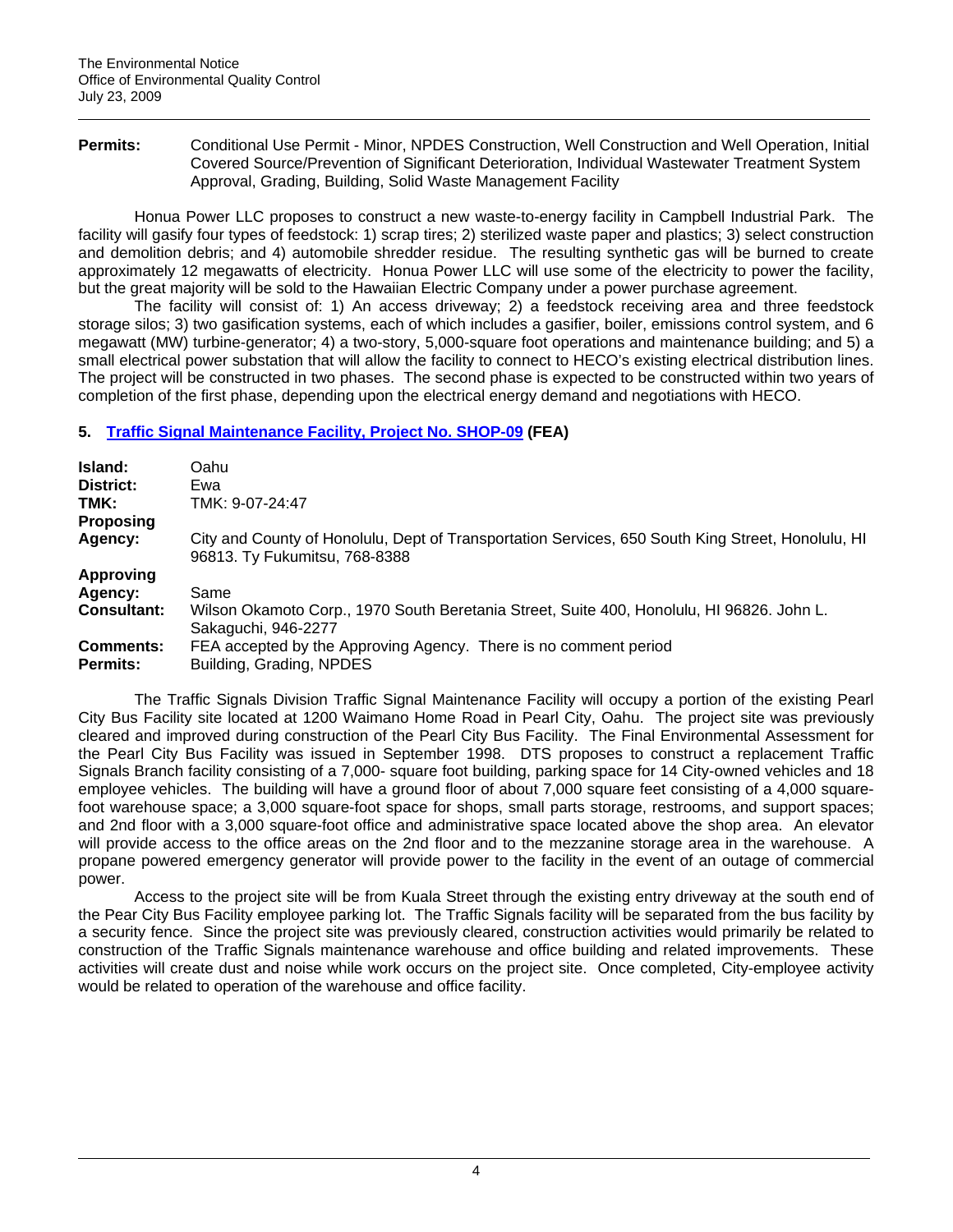**Permits:** Conditional Use Permit - Minor, NPDES Construction, Well Construction and Well Operation, Initial Covered Source/Prevention of Significant Deterioration, Individual Wastewater Treatment System Approval, Grading, Building, Solid Waste Management Facility

Honua Power LLC proposes to construct a new waste-to-energy facility in Campbell Industrial Park. The facility will gasify four types of feedstock: 1) scrap tires; 2) sterilized waste paper and plastics; 3) select construction and demolition debris; and 4) automobile shredder residue. The resulting synthetic gas will be burned to create approximately 12 megawatts of electricity. Honua Power LLC will use some of the electricity to power the facility, but the great majority will be sold to the Hawaiian Electric Company under a power purchase agreement.

The facility will consist of: 1) An access driveway; 2) a feedstock receiving area and three feedstock storage silos; 3) two gasification systems, each of which includes a gasifier, boiler, emissions control system, and 6 megawatt (MW) turbine-generator; 4) a two-story, 5,000-square foot operations and maintenance building; and 5) a small electrical power substation that will allow the facility to connect to HECO's existing electrical distribution lines. The project will be constructed in two phases. The second phase is expected to be constructed within two years of completion of the first phase, depending upon the electrical energy demand and negotiations with HECO.

## 5. Traffic Signal Maintenance Facility, Project No. SHOP-09 (FEA)

**Island:** Oahu
**District:** Ewa
**TMK:** TMK: 9-07-24:47
**Proposing Agency:** City and County of Honolulu, Dept of Transportation Services, 650 South King Street, Honolulu, HI 96813. Ty Fukumitsu, 768-8388
**Approving Agency:** Same
**Consultant:** Wilson Okamoto Corp., 1970 South Beretania Street, Suite 400, Honolulu, HI 96826. John L. Sakaguchi, 946-2277
**Comments:** FEA accepted by the Approving Agency. There is no comment period
**Permits:** Building, Grading, NPDES

The Traffic Signals Division Traffic Signal Maintenance Facility will occupy a portion of the existing Pearl City Bus Facility site located at 1200 Waimano Home Road in Pearl City, Oahu. The project site was previously cleared and improved during construction of the Pearl City Bus Facility. The Final Environmental Assessment for the Pearl City Bus Facility was issued in September 1998. DTS proposes to construct a replacement Traffic Signals Branch facility consisting of a 7,000- square foot building, parking space for 14 City-owned vehicles and 18 employee vehicles. The building will have a ground floor of about 7,000 square feet consisting of a 4,000 square-foot warehouse space; a 3,000 square-foot space for shops, small parts storage, restrooms, and support spaces; and 2nd floor with a 3,000 square-foot office and administrative space located above the shop area. An elevator will provide access to the office areas on the 2nd floor and to the mezzanine storage area in the warehouse. A propane powered emergency generator will provide power to the facility in the event of an outage of commercial power.

Access to the project site will be from Kuala Street through the existing entry driveway at the south end of the Pear City Bus Facility employee parking lot. The Traffic Signals facility will be separated from the bus facility by a security fence. Since the project site was previously cleared, construction activities would primarily be related to construction of the Traffic Signals maintenance warehouse and office building and related improvements. These activities will create dust and noise while work occurs on the project site. Once completed, City-employee activity would be related to operation of the warehouse and office facility.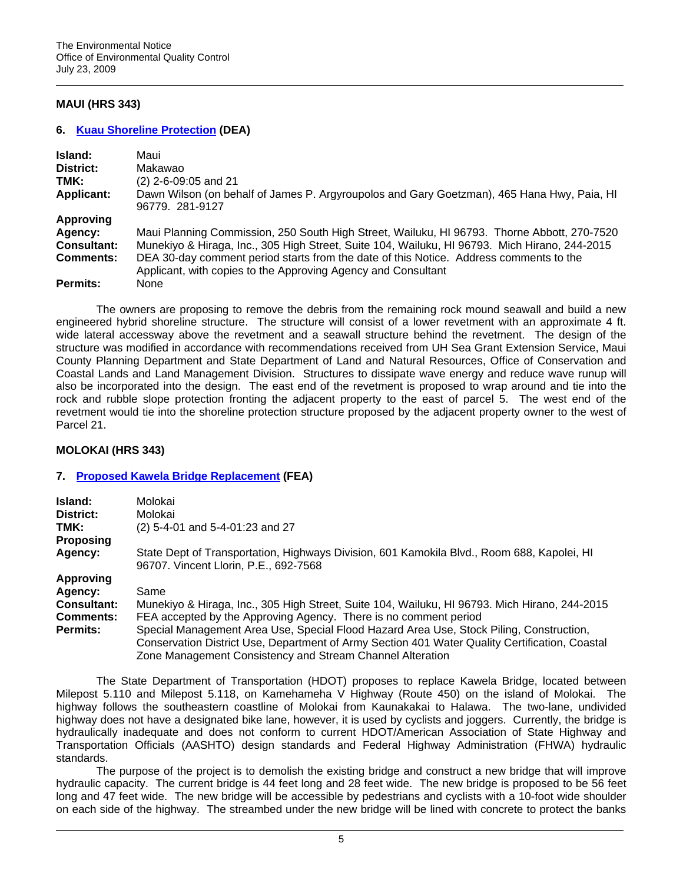## MAUI (HRS 343)

### 6. Kuau Shoreline Protection (DEA)

| | |
|---|---|
| **Island:** | Maui |
| **District:** | Makawao |
| **TMK:** | (2) 2-6-09:05 and 21 |
| **Applicant:** | Dawn Wilson (on behalf of James P. Argyroupolos and Gary Goetzman), 465 Hana Hwy, Paia, HI 96779. 281-9127 |
| **Approving Agency:** | Maui Planning Commission, 250 South High Street, Wailuku, HI 96793. Thorne Abbott, 270-7520 |
| **Consultant:** | Munekiyo & Hiraga, Inc., 305 High Street, Suite 104, Wailuku, HI 96793. Mich Hirano, 244-2015 |
| **Comments:** | DEA 30-day comment period starts from the date of this Notice. Address comments to the Applicant, with copies to the Approving Agency and Consultant |
| **Permits:** | None |

The owners are proposing to remove the debris from the remaining rock mound seawall and build a new engineered hybrid shoreline structure. The structure will consist of a lower revetment with an approximate 4 ft. wide lateral accessway above the revetment and a seawall structure behind the revetment. The design of the structure was modified in accordance with recommendations received from UH Sea Grant Extension Service, Maui County Planning Department and State Department of Land and Natural Resources, Office of Conservation and Coastal Lands and Land Management Division. Structures to dissipate wave energy and reduce wave runup will also be incorporated into the design. The east end of the revetment is proposed to wrap around and tie into the rock and rubble slope protection fronting the adjacent property to the east of parcel 5. The west end of the revetment would tie into the shoreline protection structure proposed by the adjacent property owner to the west of Parcel 21.

## MOLOKAI (HRS 343)

### 7. Proposed Kawela Bridge Replacement (FEA)

| | |
|---|---|
| **Island:** | Molokai |
| **District:** | Molokai |
| **TMK:** | (2) 5-4-01 and 5-4-01:23 and 27 |
| **Proposing Agency:** | State Dept of Transportation, Highways Division, 601 Kamokila Blvd., Room 688, Kapolei, HI 96707. Vincent Llorin, P.E., 692-7568 |
| **Approving Agency:** | Same |
| **Consultant:** | Munekiyo & Hiraga, Inc., 305 High Street, Suite 104, Wailuku, HI 96793. Mich Hirano, 244-2015 |
| **Comments:** | FEA accepted by the Approving Agency. There is no comment period |
| **Permits:** | Special Management Area Use, Special Flood Hazard Area Use, Stock Piling, Construction, Conservation District Use, Department of Army Section 401 Water Quality Certification, Coastal Zone Management Consistency and Stream Channel Alteration |

The State Department of Transportation (HDOT) proposes to replace Kawela Bridge, located between Milepost 5.110 and Milepost 5.118, on Kamehameha V Highway (Route 450) on the island of Molokai. The highway follows the southeastern coastline of Molokai from Kaunakakai to Halawa. The two-lane, undivided highway does not have a designated bike lane, however, it is used by cyclists and joggers. Currently, the bridge is hydraulically inadequate and does not conform to current HDOT/American Association of State Highway and Transportation Officials (AASHTO) design standards and Federal Highway Administration (FHWA) hydraulic standards.

The purpose of the project is to demolish the existing bridge and construct a new bridge that will improve hydraulic capacity. The current bridge is 44 feet long and 28 feet wide. The new bridge is proposed to be 56 feet long and 47 feet wide. The new bridge will be accessible by pedestrians and cyclists with a 10-foot wide shoulder on each side of the highway. The streambed under the new bridge will be lined with concrete to protect the banks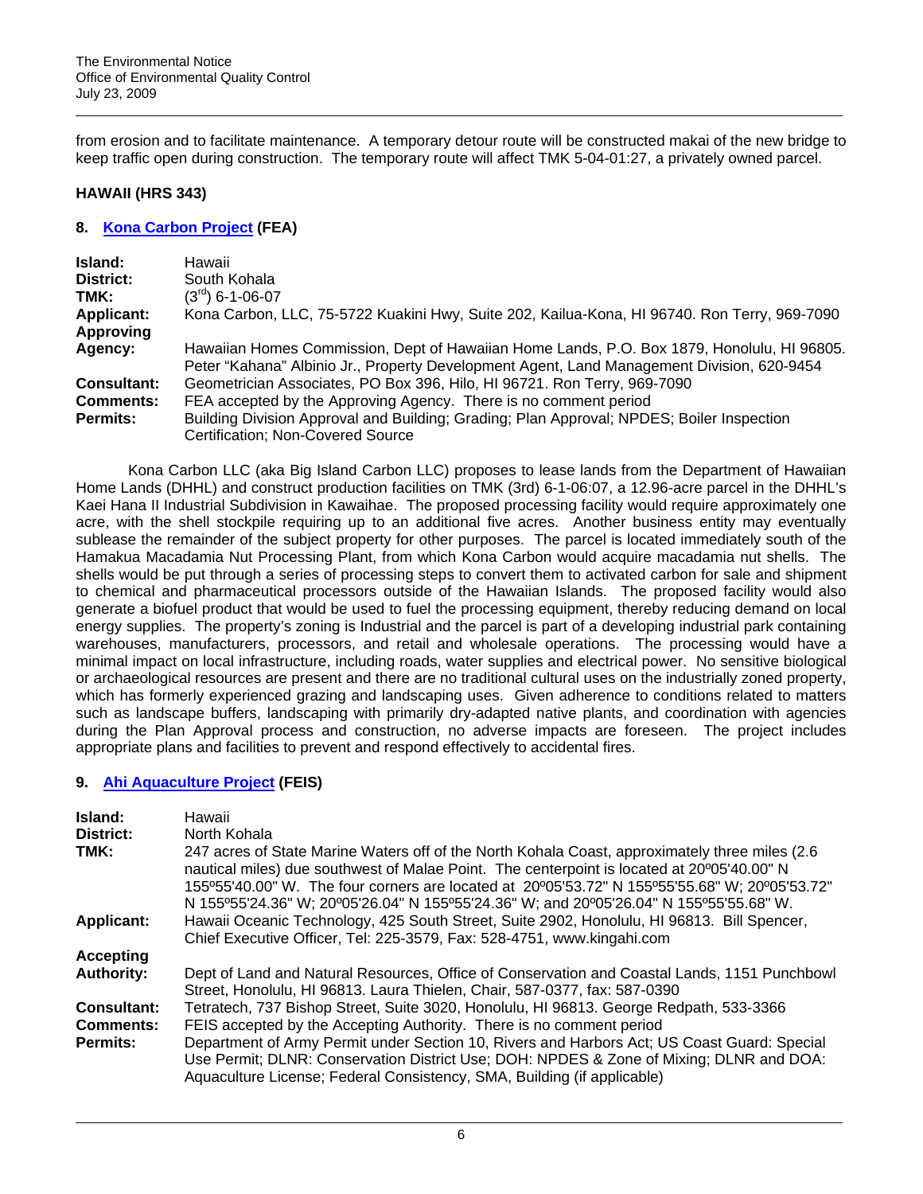from erosion and to facilitate maintenance. A temporary detour route will be constructed makai of the new bridge to keep traffic open during construction. The temporary route will affect TMK 5-04-01:27, a privately owned parcel.

## HAWAII (HRS 343)

### 8. Kona Carbon Project (FEA)

| | |
|---|---|
| **Island:** | Hawaii |
| **District:** | South Kohala |
| **TMK:** | (3rd) 6-1-06-07 |
| **Applicant:** | Kona Carbon, LLC, 75-5722 Kuakini Hwy, Suite 202, Kailua-Kona, HI 96740. Ron Terry, 969-7090 |
| **Approving Agency:** | Hawaiian Homes Commission, Dept of Hawaiian Home Lands, P.O. Box 1879, Honolulu, HI 96805. Peter "Kahana" Albinio Jr., Property Development Agent, Land Management Division, 620-9454 |
| **Consultant:** | Geometrician Associates, PO Box 396, Hilo, HI 96721. Ron Terry, 969-7090 |
| **Comments:** | FEA accepted by the Approving Agency. There is no comment period |
| **Permits:** | Building Division Approval and Building; Grading; Plan Approval; NPDES; Boiler Inspection Certification; Non-Covered Source |

Kona Carbon LLC (aka Big Island Carbon LLC) proposes to lease lands from the Department of Hawaiian Home Lands (DHHL) and construct production facilities on TMK (3rd) 6-1-06:07, a 12.96-acre parcel in the DHHL's Kaei Hana II Industrial Subdivision in Kawaihae. The proposed processing facility would require approximately one acre, with the shell stockpile requiring up to an additional five acres. Another business entity may eventually sublease the remainder of the subject property for other purposes. The parcel is located immediately south of the Hamakua Macadamia Nut Processing Plant, from which Kona Carbon would acquire macadamia nut shells. The shells would be put through a series of processing steps to convert them to activated carbon for sale and shipment to chemical and pharmaceutical processors outside of the Hawaiian Islands. The proposed facility would also generate a biofuel product that would be used to fuel the processing equipment, thereby reducing demand on local energy supplies. The property's zoning is Industrial and the parcel is part of a developing industrial park containing warehouses, manufacturers, processors, and retail and wholesale operations. The processing would have a minimal impact on local infrastructure, including roads, water supplies and electrical power. No sensitive biological or archaeological resources are present and there are no traditional cultural uses on the industrially zoned property, which has formerly experienced grazing and landscaping uses. Given adherence to conditions related to matters such as landscape buffers, landscaping with primarily dry-adapted native plants, and coordination with agencies during the Plan Approval process and construction, no adverse impacts are foreseen. The project includes appropriate plans and facilities to prevent and respond effectively to accidental fires.

### 9. Ahi Aquaculture Project (FEIS)

| | |
|---|---|
| **Island:** | Hawaii |
| **District:** | North Kohala |
| **TMK:** | 247 acres of State Marine Waters off of the North Kohala Coast, approximately three miles (2.6 nautical miles) due southwest of Malae Point. The centerpoint is located at 20º05'40.00" N 155º55'40.00" W. The four corners are located at 20º05'53.72" N 155º55'55.68" W; 20º05'53.72" N 155º55'24.36" W; 20º05'26.04" N 155º55'24.36" W; and 20º05'26.04" N 155º55'55.68" W. |
| **Applicant:** | Hawaii Oceanic Technology, 425 South Street, Suite 2902, Honolulu, HI 96813. Bill Spencer, Chief Executive Officer, Tel: 225-3579, Fax: 528-4751, www.kingahi.com |
| **Accepting Authority:** | Dept of Land and Natural Resources, Office of Conservation and Coastal Lands, 1151 Punchbowl Street, Honolulu, HI 96813. Laura Thielen, Chair, 587-0377, fax: 587-0390 |
| **Consultant:** | Tetratech, 737 Bishop Street, Suite 3020, Honolulu, HI 96813. George Redpath, 533-3366 |
| **Comments:** | FEIS accepted by the Accepting Authority. There is no comment period |
| **Permits:** | Department of Army Permit under Section 10, Rivers and Harbors Act; US Coast Guard: Special Use Permit; DLNR: Conservation District Use; DOH: NPDES & Zone of Mixing; DLNR and DOA: Aquaculture License; Federal Consistency, SMA, Building (if applicable) |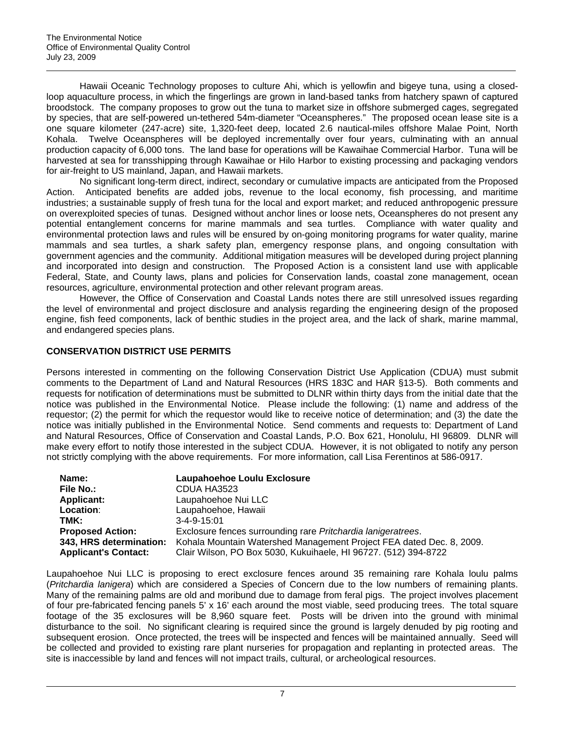Hawaii Oceanic Technology proposes to culture Ahi, which is yellowfin and bigeye tuna, using a closed-loop aquaculture process, in which the fingerlings are grown in land-based tanks from hatchery spawn of captured broodstock. The company proposes to grow out the tuna to market size in offshore submerged cages, segregated by species, that are self-powered un-tethered 54m-diameter "Oceanspheres." The proposed ocean lease site is a one square kilometer (247-acre) site, 1,320-feet deep, located 2.6 nautical-miles offshore Malae Point, North Kohala. Twelve Oceanspheres will be deployed incrementally over four years, culminating with an annual production capacity of 6,000 tons. The land base for operations will be Kawaihae Commercial Harbor. Tuna will be harvested at sea for transshipping through Kawaihae or Hilo Harbor to existing processing and packaging vendors for air-freight to US mainland, Japan, and Hawaii markets.

No significant long-term direct, indirect, secondary or cumulative impacts are anticipated from the Proposed Action. Anticipated benefits are added jobs, revenue to the local economy, fish processing, and maritime industries; a sustainable supply of fresh tuna for the local and export market; and reduced anthropogenic pressure on overexploited species of tunas. Designed without anchor lines or loose nets, Oceanspheres do not present any potential entanglement concerns for marine mammals and sea turtles. Compliance with water quality and environmental protection laws and rules will be ensured by on-going monitoring programs for water quality, marine mammals and sea turtles, a shark safety plan, emergency response plans, and ongoing consultation with government agencies and the community. Additional mitigation measures will be developed during project planning and incorporated into design and construction. The Proposed Action is a consistent land use with applicable Federal, State, and County laws, plans and policies for Conservation lands, coastal zone management, ocean resources, agriculture, environmental protection and other relevant program areas.

However, the Office of Conservation and Coastal Lands notes there are still unresolved issues regarding the level of environmental and project disclosure and analysis regarding the engineering design of the proposed engine, fish feed components, lack of benthic studies in the project area, and the lack of shark, marine mammal, and endangered species plans.

## CONSERVATION DISTRICT USE PERMITS

Persons interested in commenting on the following Conservation District Use Application (CDUA) must submit comments to the Department of Land and Natural Resources (HRS 183C and HAR §13-5). Both comments and requests for notification of determinations must be submitted to DLNR within thirty days from the initial date that the notice was published in the Environmental Notice. Please include the following: (1) name and address of the requestor; (2) the permit for which the requestor would like to receive notice of determination; and (3) the date the notice was initially published in the Environmental Notice. Send comments and requests to: Department of Land and Natural Resources, Office of Conservation and Coastal Lands, P.O. Box 621, Honolulu, HI 96809. DLNR will make every effort to notify those interested in the subject CDUA. However, it is not obligated to notify any person not strictly complying with the above requirements. For more information, call Lisa Ferentinos at 586-0917.

| | |
|---|---|
| **Name:** | **Laupahoehoe Loulu Exclosure** |
| **File No.:** | CDUA HA3523 |
| **Applicant:** | Laupahoehoe Nui LLC |
| **Location**: | Laupahoehoe, Hawaii |
| **TMK:** | 3-4-9-15:01 |
| **Proposed Action:** | Exclosure fences surrounding rare *Pritchardia lanigeratrees*. |
| **343, HRS determination:** | Kohala Mountain Watershed Management Project FEA dated Dec. 8, 2009. |
| **Applicant's Contact:** | Clair Wilson, PO Box 5030, Kukuihaele, HI 96727. (512) 394-8722 |

Laupahoehoe Nui LLC is proposing to erect exclosure fences around 35 remaining rare Kohala loulu palms (*Pritchardia lanigera*) which are considered a Species of Concern due to the low numbers of remaining plants. Many of the remaining palms are old and moribund due to damage from feral pigs. The project involves placement of four pre-fabricated fencing panels 5' x 16' each around the most viable, seed producing trees. The total square footage of the 35 exclosures will be 8,960 square feet. Posts will be driven into the ground with minimal disturbance to the soil. No significant clearing is required since the ground is largely denuded by pig rooting and subsequent erosion. Once protected, the trees will be inspected and fences will be maintained annually. Seed will be collected and provided to existing rare plant nurseries for propagation and replanting in protected areas. The site is inaccessible by land and fences will not impact trails, cultural, or archeological resources.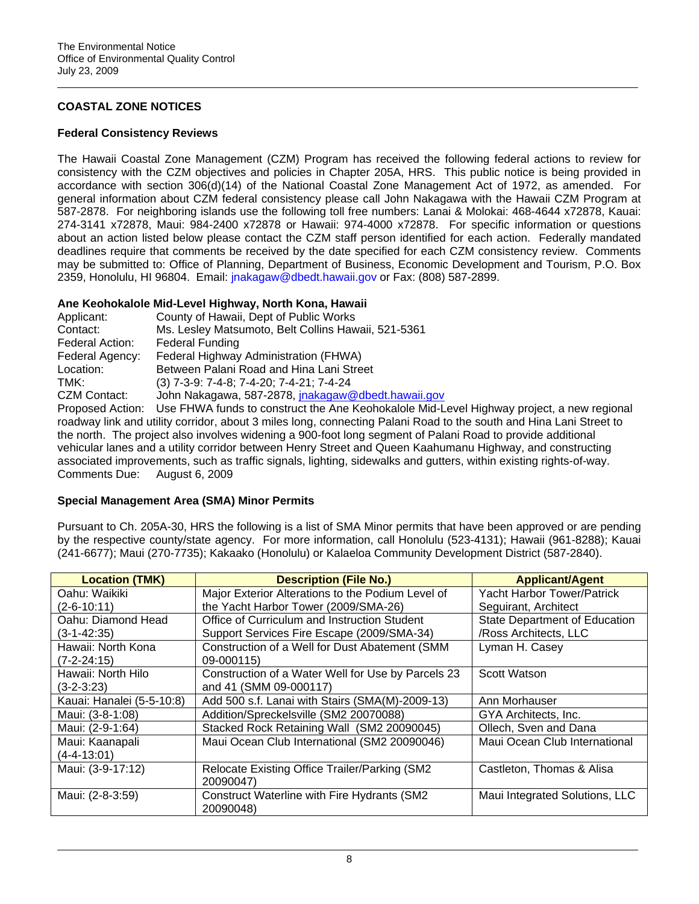## COASTAL ZONE NOTICES

### Federal Consistency Reviews

The Hawaii Coastal Zone Management (CZM) Program has received the following federal actions to review for consistency with the CZM objectives and policies in Chapter 205A, HRS. This public notice is being provided in accordance with section 306(d)(14) of the National Coastal Zone Management Act of 1972, as amended. For general information about CZM federal consistency please call John Nakagawa with the Hawaii CZM Program at 587-2878. For neighboring islands use the following toll free numbers: Lanai & Molokai: 468-4644 x72878, Kauai: 274-3141 x72878, Maui: 984-2400 x72878 or Hawaii: 974-4000 x72878. For specific information or questions about an action listed below please contact the CZM staff person identified for each action. Federally mandated deadlines require that comments be received by the date specified for each CZM consistency review. Comments may be submitted to: Office of Planning, Department of Business, Economic Development and Tourism, P.O. Box 2359, Honolulu, HI 96804. Email: jnakagaw@dbedt.hawaii.gov or Fax: (808) 587-2899.

**Ane Keohokalole Mid-Level Highway, North Kona, Hawaii**

Applicant: County of Hawaii, Dept of Public Works
Contact: Ms. Lesley Matsumoto, Belt Collins Hawaii, 521-5361
Federal Action: Federal Funding
Federal Agency: Federal Highway Administration (FHWA)
Location: Between Palani Road and Hina Lani Street
TMK: (3) 7-3-9: 7-4-8; 7-4-20; 7-4-21; 7-4-24
CZM Contact: John Nakagawa, 587-2878, jnakagaw@dbedt.hawaii.gov
Proposed Action: Use FHWA funds to construct the Ane Keohokalole Mid-Level Highway project, a new regional roadway link and utility corridor, about 3 miles long, connecting Palani Road to the south and Hina Lani Street to the north. The project also involves widening a 900-foot long segment of Palani Road to provide additional vehicular lanes and a utility corridor between Henry Street and Queen Kaahumanu Highway, and constructing associated improvements, such as traffic signals, lighting, sidewalks and gutters, within existing rights-of-way.
Comments Due: August 6, 2009

### Special Management Area (SMA) Minor Permits

Pursuant to Ch. 205A-30, HRS the following is a list of SMA Minor permits that have been approved or are pending by the respective county/state agency. For more information, call Honolulu (523-4131); Hawaii (961-8288); Kauai (241-6677); Maui (270-7735); Kakaako (Honolulu) or Kalaeloa Community Development District (587-2840).

| Location (TMK) | Description (File No.) | Applicant/Agent |
|---|---|---|
| Oahu: Waikiki (2-6-10:11) | Major Exterior Alterations to the Podium Level of the Yacht Harbor Tower (2009/SMA-26) | Yacht Harbor Tower/Patrick Seguirant, Architect |
| Oahu: Diamond Head (3-1-42:35) | Office of Curriculum and Instruction Student Support Services Fire Escape (2009/SMA-34) | State Department of Education /Ross Architects, LLC |
| Hawaii: North Kona (7-2-24:15) | Construction of a Well for Dust Abatement (SMM 09-000115) | Lyman H. Casey |
| Hawaii: North Hilo (3-2-3:23) | Construction of a Water Well for Use by Parcels 23 and 41 (SMM 09-000117) | Scott Watson |
| Kauai: Hanalei (5-5-10:8) | Add 500 s.f. Lanai with Stairs (SMA(M)-2009-13) | Ann Morhauser |
| Maui: (3-8-1:08) | Addition/Spreckelsville (SM2 20070088) | GYA Architects, Inc. |
| Maui: (2-9-1:64) | Stacked Rock Retaining Wall (SM2 20090045) | Ollech, Sven and Dana |
| Maui: Kaanapali (4-4-13:01) | Maui Ocean Club International (SM2 20090046) | Maui Ocean Club International |
| Maui: (3-9-17:12) | Relocate Existing Office Trailer/Parking (SM2 20090047) | Castleton, Thomas & Alisa |
| Maui: (2-8-3:59) | Construct Waterline with Fire Hydrants (SM2 20090048) | Maui Integrated Solutions, LLC |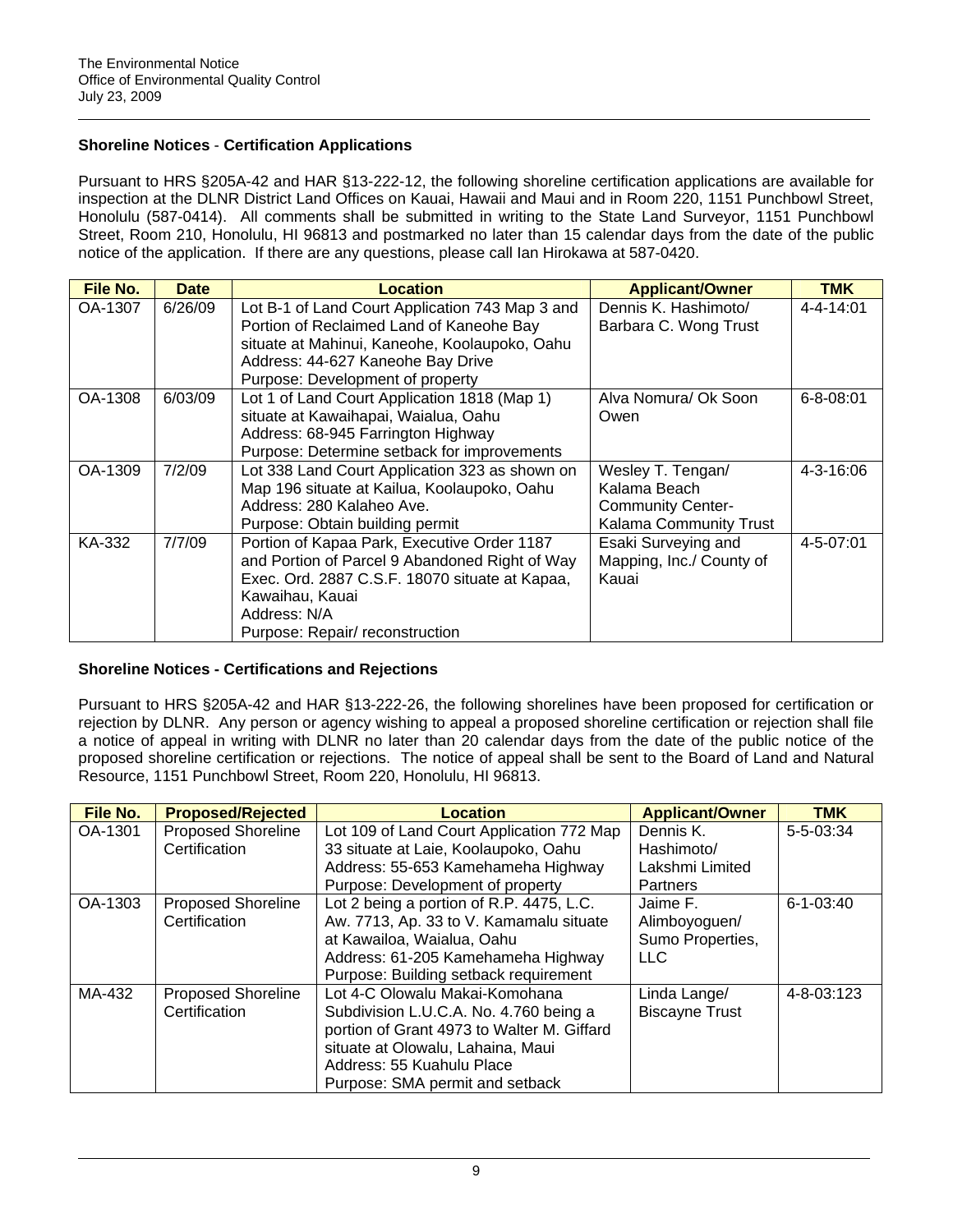## Shoreline Notices - Certification Applications

Pursuant to HRS §205A-42 and HAR §13-222-12, the following shoreline certification applications are available for inspection at the DLNR District Land Offices on Kauai, Hawaii and Maui and in Room 220, 1151 Punchbowl Street, Honolulu (587-0414). All comments shall be submitted in writing to the State Land Surveyor, 1151 Punchbowl Street, Room 210, Honolulu, HI 96813 and postmarked no later than 15 calendar days from the date of the public notice of the application. If there are any questions, please call Ian Hirokawa at 587-0420.

| File No. | Date | Location | Applicant/Owner | TMK |
|---|---|---|---|---|
| OA-1307 | 6/26/09 | Lot B-1 of Land Court Application 743 Map 3 and Portion of Reclaimed Land of Kaneohe Bay situate at Mahinui, Kaneohe, Koolaupoko, Oahu<br>Address: 44-627 Kaneohe Bay Drive<br>Purpose: Development of property | Dennis K. Hashimoto/ Barbara C. Wong Trust | 4-4-14:01 |
| OA-1308 | 6/03/09 | Lot 1 of Land Court Application 1818 (Map 1) situate at Kawaihapai, Waialua, Oahu<br>Address: 68-945 Farrington Highway<br>Purpose: Determine setback for improvements | Alva Nomura/ Ok Soon Owen | 6-8-08:01 |
| OA-1309 | 7/2/09 | Lot 338 Land Court Application 323 as shown on Map 196 situate at Kailua, Koolaupoko, Oahu<br>Address: 280 Kalaheo Ave.<br>Purpose: Obtain building permit | Wesley T. Tengan/ Kalama Beach Community Center-Kalama Community Trust | 4-3-16:06 |
| KA-332 | 7/7/09 | Portion of Kapaa Park, Executive Order 1187 and Portion of Parcel 9 Abandoned Right of Way Exec. Ord. 2887 C.S.F. 18070 situate at Kapaa, Kawaihau, Kauai<br>Address: N/A<br>Purpose: Repair/ reconstruction | Esaki Surveying and Mapping, Inc./ County of Kauai | 4-5-07:01 |

## Shoreline Notices - Certifications and Rejections

Pursuant to HRS §205A-42 and HAR §13-222-26, the following shorelines have been proposed for certification or rejection by DLNR. Any person or agency wishing to appeal a proposed shoreline certification or rejection shall file a notice of appeal in writing with DLNR no later than 20 calendar days from the date of the public notice of the proposed shoreline certification or rejections. The notice of appeal shall be sent to the Board of Land and Natural Resource, 1151 Punchbowl Street, Room 220, Honolulu, HI 96813.

| File No. | Proposed/Rejected | Location | Applicant/Owner | TMK |
|---|---|---|---|---|
| OA-1301 | Proposed Shoreline Certification | Lot 109 of Land Court Application 772 Map 33 situate at Laie, Koolaupoko, Oahu<br>Address: 55-653 Kamehameha Highway<br>Purpose: Development of property | Dennis K. Hashimoto/ Lakshmi Limited Partners | 5-5-03:34 |
| OA-1303 | Proposed Shoreline Certification | Lot 2 being a portion of R.P. 4475, L.C. Aw. 7713, Ap. 33 to V. Kamamalu situate at Kawailoa, Waialua, Oahu<br>Address: 61-205 Kamehameha Highway<br>Purpose: Building setback requirement | Jaime F. Alimboyoguen/ Sumo Properties, LLC | 6-1-03:40 |
| MA-432 | Proposed Shoreline Certification | Lot 4-C Olowalu Makai-Komohana Subdivision L.U.C.A. No. 4.760 being a portion of Grant 4973 to Walter M. Giffard situate at Olowalu, Lahaina, Maui<br>Address: 55 Kuahulu Place<br>Purpose: SMA permit and setback | Linda Lange/ Biscayne Trust | 4-8-03:123 |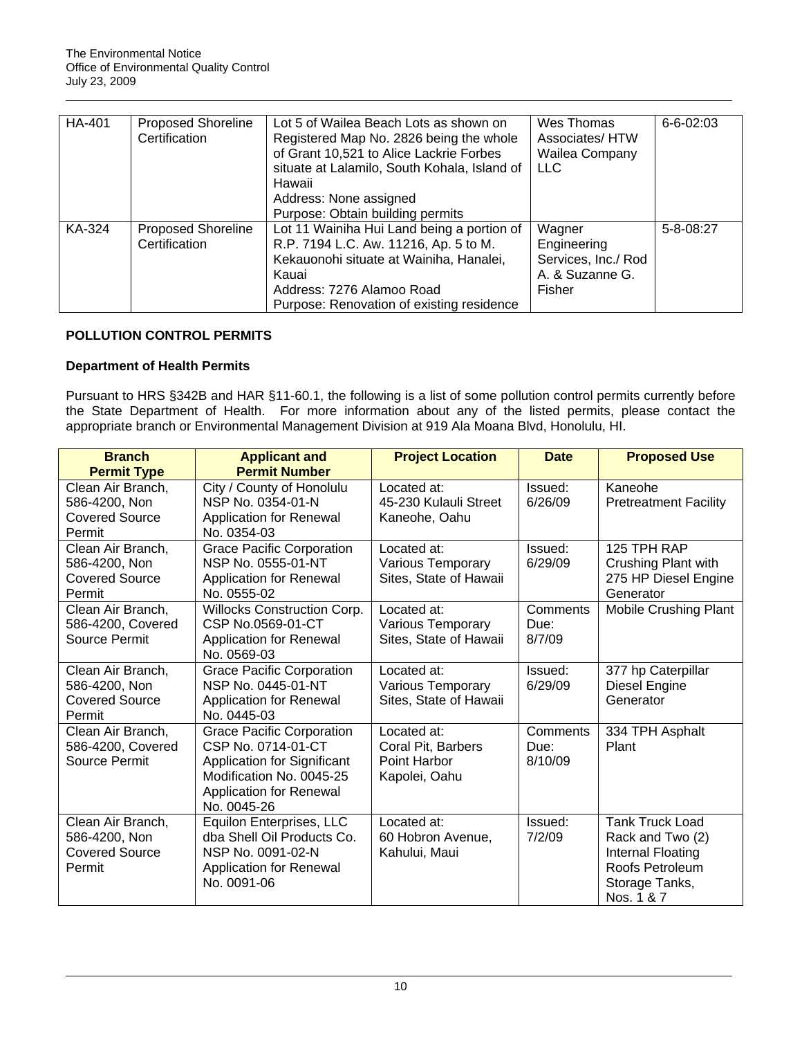| HA-401 | Proposed Shoreline Certification | Lot 5 of Wailea Beach Lots as shown on Registered Map No. 2826 being the whole of Grant 10,521 to Alice Lackrie Forbes situate at Lalamilo, South Kohala, Island of Hawaii<br>Address: None assigned<br>Purpose: Obtain building permits | Wes Thomas Associates/ HTW Wailea Company LLC | 6-6-02:03 |
|---|---|---|---|---|
| KA-324 | Proposed Shoreline Certification | Lot 11 Wainiha Hui Land being a portion of R.P. 7194 L.C. Aw. 11216, Ap. 5 to M. Kekauonohi situate at Wainiha, Hanalei, Kauai<br>Address: 7276 Alamoo Road<br>Purpose: Renovation of existing residence | Wagner Engineering Services, Inc./ Rod A. & Suzanne G. Fisher | 5-8-08:27 |

## POLLUTION CONTROL PERMITS

### Department of Health Permits

Pursuant to HRS §342B and HAR §11-60.1, the following is a list of some pollution control permits currently before the State Department of Health. For more information about any of the listed permits, please contact the appropriate branch or Environmental Management Division at 919 Ala Moana Blvd, Honolulu, HI.

| Branch Permit Type | Applicant and Permit Number | Project Location | Date | Proposed Use |
|---|---|---|---|---|
| Clean Air Branch, 586-4200, Non Covered Source Permit | City / County of Honolulu NSP No. 0354-01-N Application for Renewal No. 0354-03 | Located at: 45-230 Kulauli Street Kaneohe, Oahu | Issued: 6/26/09 | Kaneohe Pretreatment Facility |
| Clean Air Branch, 586-4200, Non Covered Source Permit | Grace Pacific Corporation NSP No. 0555-01-NT Application for Renewal No. 0555-02 | Located at: Various Temporary Sites, State of Hawaii | Issued: 6/29/09 | 125 TPH RAP Crushing Plant with 275 HP Diesel Engine Generator |
| Clean Air Branch, 586-4200, Covered Source Permit | Willocks Construction Corp. CSP No.0569-01-CT Application for Renewal No. 0569-03 | Located at: Various Temporary Sites, State of Hawaii | Comments Due: 8/7/09 | Mobile Crushing Plant |
| Clean Air Branch, 586-4200, Non Covered Source Permit | Grace Pacific Corporation NSP No. 0445-01-NT Application for Renewal No. 0445-03 | Located at: Various Temporary Sites, State of Hawaii | Issued: 6/29/09 | 377 hp Caterpillar Diesel Engine Generator |
| Clean Air Branch, 586-4200, Covered Source Permit | Grace Pacific Corporation CSP No. 0714-01-CT Application for Significant Modification No. 0045-25 Application for Renewal No. 0045-26 | Located at: Coral Pit, Barbers Point Harbor Kapolei, Oahu | Comments Due: 8/10/09 | 334 TPH Asphalt Plant |
| Clean Air Branch, 586-4200, Non Covered Source Permit | Equilon Enterprises, LLC dba Shell Oil Products Co. NSP No. 0091-02-N Application for Renewal No. 0091-06 | Located at: 60 Hobron Avenue, Kahului, Maui | Issued: 7/2/09 | Tank Truck Load Rack and Two (2) Internal Floating Roofs Petroleum Storage Tanks, Nos. 1 & 7 |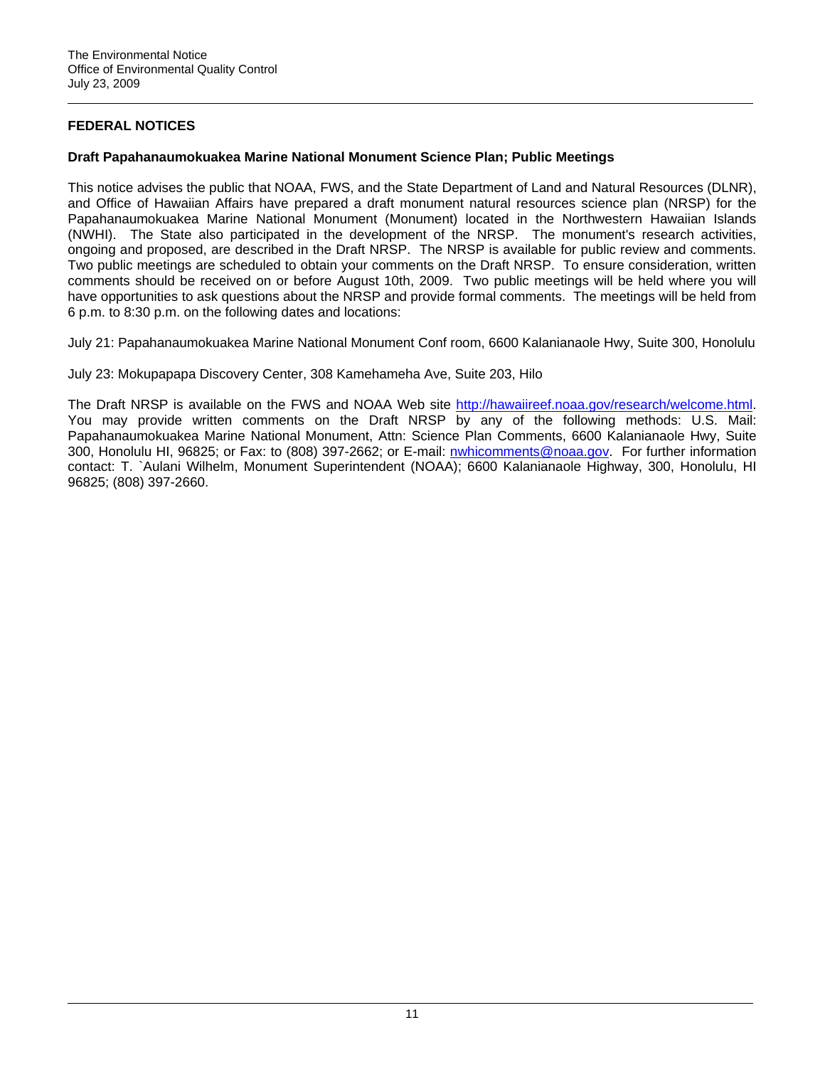## FEDERAL NOTICES

### Draft Papahanaumokuakea Marine National Monument Science Plan; Public Meetings

This notice advises the public that NOAA, FWS, and the State Department of Land and Natural Resources (DLNR), and Office of Hawaiian Affairs have prepared a draft monument natural resources science plan (NRSP) for the Papahanaumokuakea Marine National Monument (Monument) located in the Northwestern Hawaiian Islands (NWHI). The State also participated in the development of the NRSP. The monument's research activities, ongoing and proposed, are described in the Draft NRSP. The NRSP is available for public review and comments. Two public meetings are scheduled to obtain your comments on the Draft NRSP. To ensure consideration, written comments should be received on or before August 10th, 2009. Two public meetings will be held where you will have opportunities to ask questions about the NRSP and provide formal comments. The meetings will be held from 6 p.m. to 8:30 p.m. on the following dates and locations:

July 21: Papahanaumokuakea Marine National Monument Conf room, 6600 Kalanianaole Hwy, Suite 300, Honolulu

July 23: Mokupapapa Discovery Center, 308 Kamehameha Ave, Suite 203, Hilo

The Draft NRSP is available on the FWS and NOAA Web site http://hawaiireef.noaa.gov/research/welcome.html. You may provide written comments on the Draft NRSP by any of the following methods: U.S. Mail: Papahanaumokuakea Marine National Monument, Attn: Science Plan Comments, 6600 Kalanianaole Hwy, Suite 300, Honolulu HI, 96825; or Fax: to (808) 397-2662; or E-mail: nwhicomments@noaa.gov. For further information contact: T. `Aulani Wilhelm, Monument Superintendent (NOAA); 6600 Kalanianaole Highway, 300, Honolulu, HI 96825; (808) 397-2660.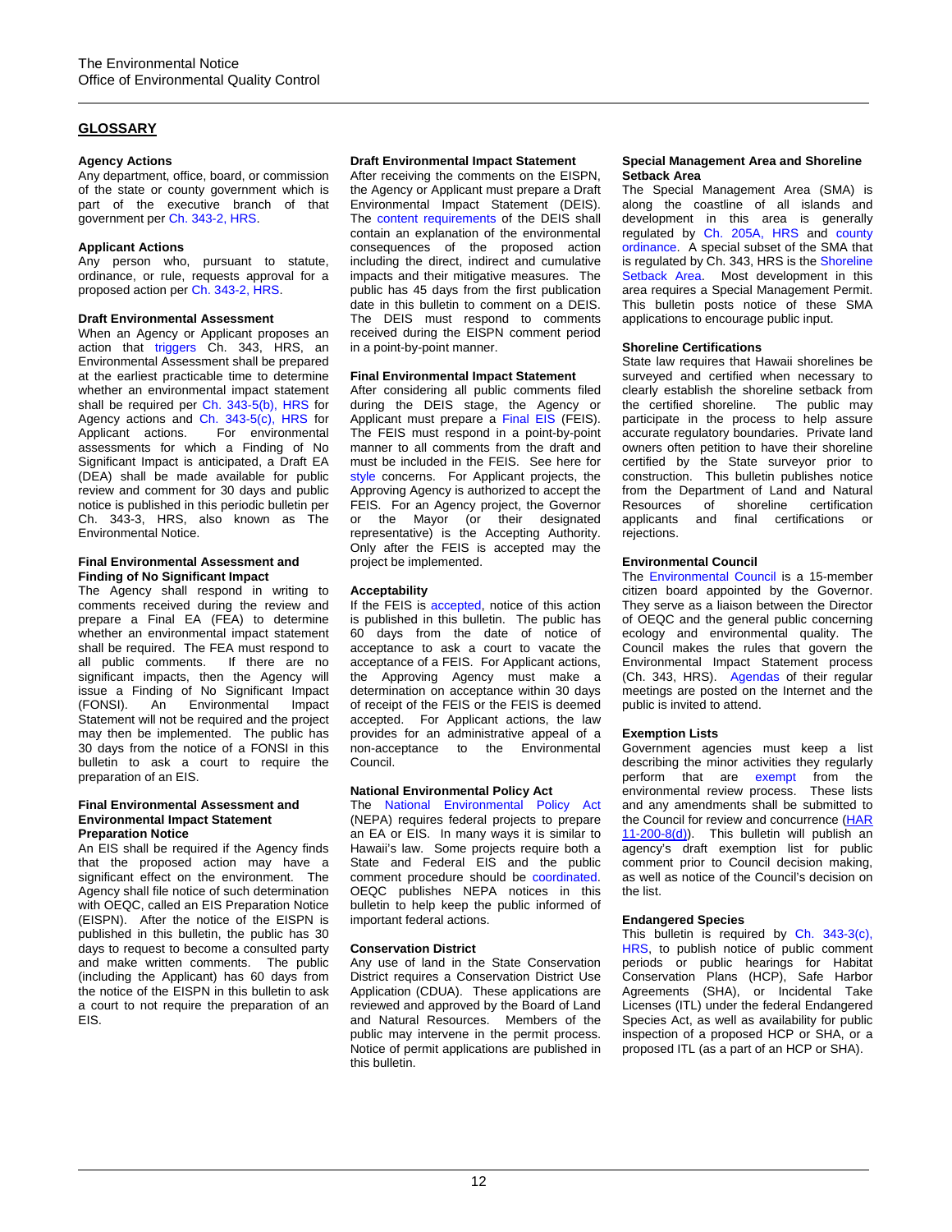## GLOSSARY

**Agency Actions**

Any department, office, board, or commission of the state or county government which is part of the executive branch of that government per Ch. 343-2, HRS.

**Applicant Actions**

Any person who, pursuant to statute, ordinance, or rule, requests approval for a proposed action per Ch. 343-2, HRS.

**Draft Environmental Assessment**

When an Agency or Applicant proposes an action that triggers Ch. 343, HRS, an Environmental Assessment shall be prepared at the earliest practicable time to determine whether an environmental impact statement shall be required per Ch. 343-5(b), HRS for Agency actions and Ch. 343-5(c), HRS for Applicant actions. For environmental assessments for which a Finding of No Significant Impact is anticipated, a Draft EA (DEA) shall be made available for public review and comment for 30 days and public notice is published in this periodic bulletin per Ch. 343-3, HRS, also known as The Environmental Notice.

**Final Environmental Assessment and Finding of No Significant Impact**

The Agency shall respond in writing to comments received during the review and prepare a Final EA (FEA) to determine whether an environmental impact statement shall be required. The FEA must respond to all public comments. If there are no significant impacts, then the Agency will issue a Finding of No Significant Impact (FONSI). An Environmental Impact Statement will not be required and the project may then be implemented. The public has 30 days from the notice of a FONSI in this bulletin to ask a court to require the preparation of an EIS.

**Final Environmental Assessment and Environmental Impact Statement Preparation Notice**

An EIS shall be required if the Agency finds that the proposed action may have a significant effect on the environment. The Agency shall file notice of such determination with OEQC, called an EIS Preparation Notice (EISPN). After the notice of the EISPN is published in this bulletin, the public has 30 days to request to become a consulted party and make written comments. The public (including the Applicant) has 60 days from the notice of the EISPN in this bulletin to ask a court to not require the preparation of an EIS.

**Draft Environmental Impact Statement**

After receiving the comments on the EISPN, the Agency or Applicant must prepare a Draft Environmental Impact Statement (DEIS). The content requirements of the DEIS shall contain an explanation of the environmental consequences of the proposed action including the direct, indirect and cumulative impacts and their mitigative measures. The public has 45 days from the first publication date in this bulletin to comment on a DEIS. The DEIS must respond to comments received during the EISPN comment period in a point-by-point manner.

**Final Environmental Impact Statement**

After considering all public comments filed during the DEIS stage, the Agency or Applicant must prepare a Final EIS (FEIS). The FEIS must respond in a point-by-point manner to all comments from the draft and must be included in the FEIS. See here for style concerns. For Applicant projects, the Approving Agency is authorized to accept the FEIS. For an Agency project, the Governor or the Mayor (or their designated representative) is the Accepting Authority. Only after the FEIS is accepted may the project be implemented.

**Acceptability**

If the FEIS is accepted, notice of this action is published in this bulletin. The public has 60 days from the date of notice of acceptance to ask a court to vacate the acceptance of a FEIS. For Applicant actions, the Approving Agency must make a determination on acceptance within 30 days of receipt of the FEIS or the FEIS is deemed accepted. For Applicant actions, the law provides for an administrative appeal of a non-acceptance to the Environmental Council.

**National Environmental Policy Act**

The National Environmental Policy Act (NEPA) requires federal projects to prepare an EA or EIS. In many ways it is similar to Hawaii's law. Some projects require both a State and Federal EIS and the public comment procedure should be coordinated. OEQC publishes NEPA notices in this bulletin to help keep the public informed of important federal actions.

**Conservation District**

Any use of land in the State Conservation District requires a Conservation District Use Application (CDUA). These applications are reviewed and approved by the Board of Land and Natural Resources. Members of the public may intervene in the permit process. Notice of permit applications are published in this bulletin.

**Special Management Area and Shoreline Setback Area**

The Special Management Area (SMA) is along the coastline of all islands and development in this area is generally regulated by Ch. 205A, HRS and county ordinance. A special subset of the SMA that is regulated by Ch. 343, HRS is the Shoreline Setback Area. Most development in this area requires a Special Management Permit. This bulletin posts notice of these SMA applications to encourage public input.

**Shoreline Certifications**

State law requires that Hawaii shorelines be surveyed and certified when necessary to clearly establish the shoreline setback from the certified shoreline. The public may participate in the process to help assure accurate regulatory boundaries. Private land owners often petition to have their shoreline certified by the State surveyor prior to construction. This bulletin publishes notice from the Department of Land and Natural Resources of shoreline certification applicants and final certifications or rejections.

**Environmental Council**

The Environmental Council is a 15-member citizen board appointed by the Governor. They serve as a liaison between the Director of OEQC and the general public concerning ecology and environmental quality. The Council makes the rules that govern the Environmental Impact Statement process (Ch. 343, HRS). Agendas of their regular meetings are posted on the Internet and the public is invited to attend.

**Exemption Lists**

Government agencies must keep a list describing the minor activities they regularly perform that are exempt from the environmental review process. These lists and any amendments shall be submitted to the Council for review and concurrence (HAR 11-200-8(d)). This bulletin will publish an agency's draft exemption list for public comment prior to Council decision making, as well as notice of the Council's decision on the list.

**Endangered Species**

This bulletin is required by Ch. 343-3(c), HRS, to publish notice of public comment periods or public hearings for Habitat Conservation Plans (HCP), Safe Harbor Agreements (SHA), or Incidental Take Licenses (ITL) under the federal Endangered Species Act, as well as availability for public inspection of a proposed HCP or SHA, or a proposed ITL (as a part of an HCP or SHA).